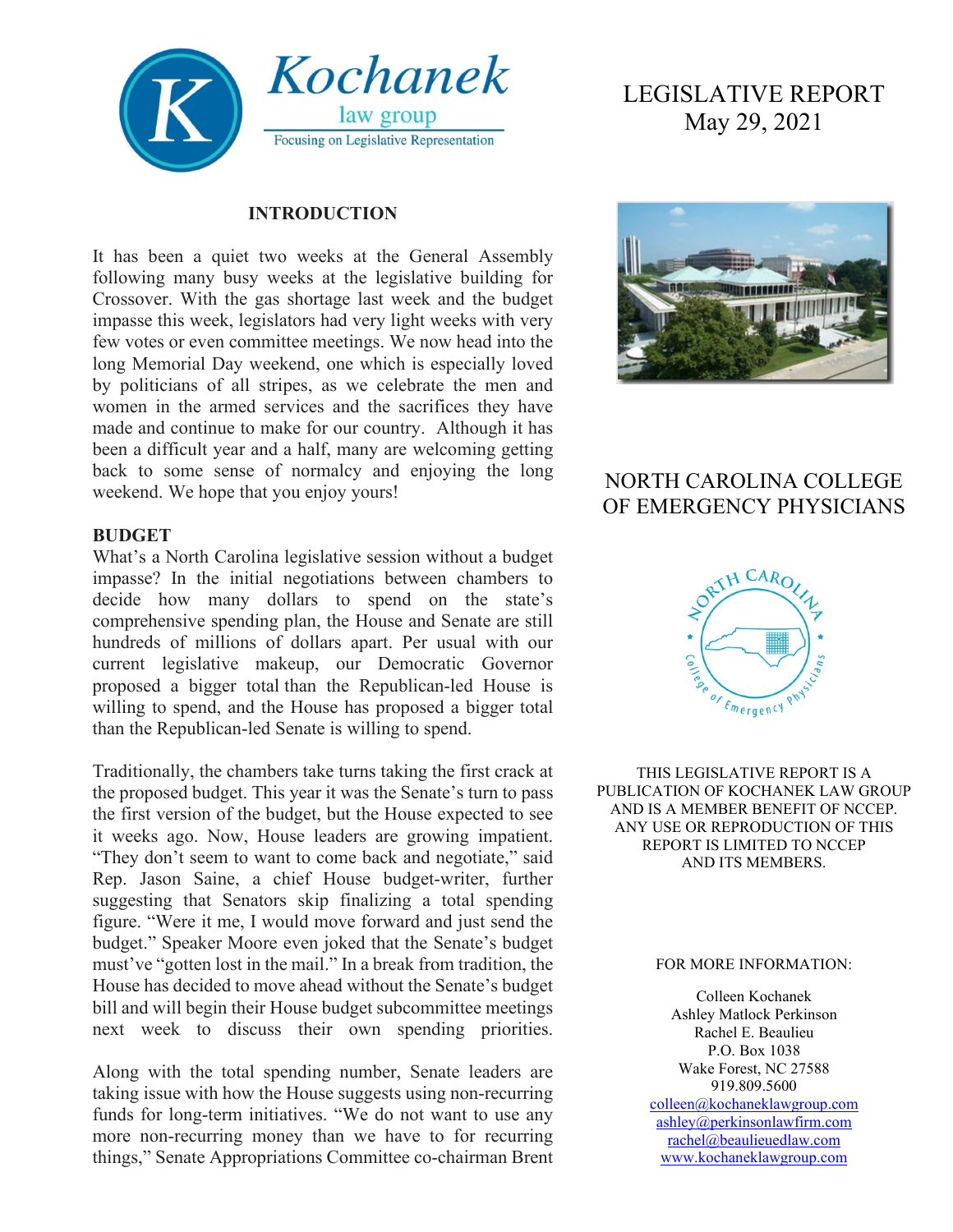# Kochanek law group

Focusing on Legislative Representation

# LEGISLATIVE REPORT
May 29, 2021

## NORTH CAROLINA COLLEGE OF EMERGENCY PHYSICIANS

THIS LEGISLATIVE REPORT IS A PUBLICATION OF KOCHANEK LAW GROUP AND IS A MEMBER BENEFIT OF NCCEP. ANY USE OR REPRODUCTION OF THIS REPORT IS LIMITED TO NCCEP AND ITS MEMBERS.

FOR MORE INFORMATION:

Colleen Kochanek
Ashley Matlock Perkinson
Rachel E. Beaulieu
P.O. Box 1038
Wake Forest, NC 27588
919.809.5600
colleen@kochaneklawgroup.com
ashley@perkinsonlawfirm.com
rachel@beaulieuedlaw.com
www.kochaneklawgroup.com

## INTRODUCTION

It has been a quiet two weeks at the General Assembly following many busy weeks at the legislative building for Crossover. With the gas shortage last week and the budget impasse this week, legislators had very light weeks with very few votes or even committee meetings. We now head into the long Memorial Day weekend, one which is especially loved by politicians of all stripes, as we celebrate the men and women in the armed services and the sacrifices they have made and continue to make for our country. Although it has been a difficult year and a half, many are welcoming getting back to some sense of normalcy and enjoying the long weekend. We hope that you enjoy yours!

## BUDGET

What's a North Carolina legislative session without a budget impasse? In the initial negotiations between chambers to decide how many dollars to spend on the state's comprehensive spending plan, the House and Senate are still hundreds of millions of dollars apart. Per usual with our current legislative makeup, our Democratic Governor proposed a bigger total than the Republican-led House is willing to spend, and the House has proposed a bigger total than the Republican-led Senate is willing to spend.

Traditionally, the chambers take turns taking the first crack at the proposed budget. This year it was the Senate's turn to pass the first version of the budget, but the House expected to see it weeks ago. Now, House leaders are growing impatient. "They don't seem to want to come back and negotiate," said Rep. Jason Saine, a chief House budget-writer, further suggesting that Senators skip finalizing a total spending figure. "Were it me, I would move forward and just send the budget." Speaker Moore even joked that the Senate's budget must've "gotten lost in the mail." In a break from tradition, the House has decided to move ahead without the Senate's budget bill and will begin their House budget subcommittee meetings next week to discuss their own spending priorities.

Along with the total spending number, Senate leaders are taking issue with how the House suggests using non-recurring funds for long-term initiatives. "We do not want to use any more non-recurring money than we have to for recurring things," Senate Appropriations Committee co-chairman Brent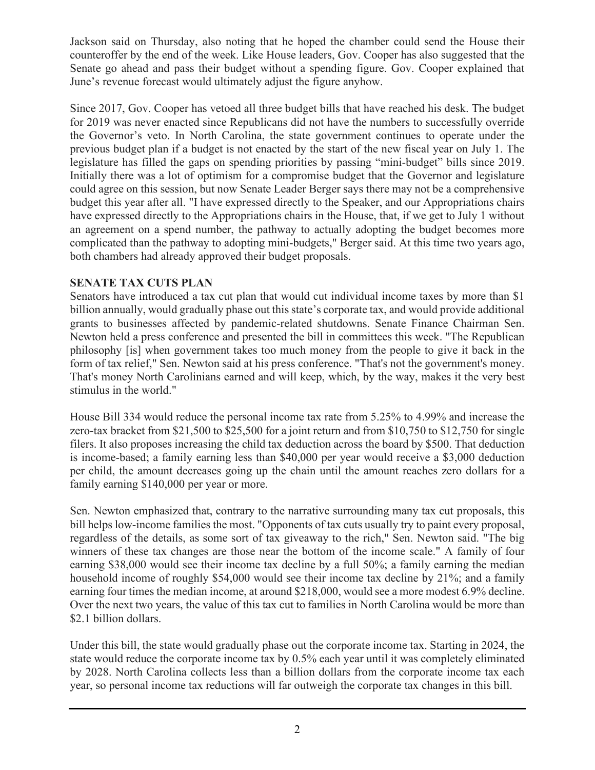Jackson said on Thursday, also noting that he hoped the chamber could send the House their counteroffer by the end of the week. Like House leaders, Gov. Cooper has also suggested that the Senate go ahead and pass their budget without a spending figure. Gov. Cooper explained that June's revenue forecast would ultimately adjust the figure anyhow.

Since 2017, Gov. Cooper has vetoed all three budget bills that have reached his desk. The budget for 2019 was never enacted since Republicans did not have the numbers to successfully override the Governor's veto. In North Carolina, the state government continues to operate under the previous budget plan if a budget is not enacted by the start of the new fiscal year on July 1. The legislature has filled the gaps on spending priorities by passing "mini-budget" bills since 2019. Initially there was a lot of optimism for a compromise budget that the Governor and legislature could agree on this session, but now Senate Leader Berger says there may not be a comprehensive budget this year after all. "I have expressed directly to the Speaker, and our Appropriations chairs have expressed directly to the Appropriations chairs in the House, that, if we get to July 1 without an agreement on a spend number, the pathway to actually adopting the budget becomes more complicated than the pathway to adopting mini-budgets," Berger said. At this time two years ago, both chambers had already approved their budget proposals.

**SENATE TAX CUTS PLAN**

Senators have introduced a tax cut plan that would cut individual income taxes by more than $1 billion annually, would gradually phase out this state's corporate tax, and would provide additional grants to businesses affected by pandemic-related shutdowns. Senate Finance Chairman Sen. Newton held a press conference and presented the bill in committees this week. "The Republican philosophy [is] when government takes too much money from the people to give it back in the form of tax relief," Sen. Newton said at his press conference. "That's not the government's money. That's money North Carolinians earned and will keep, which, by the way, makes it the very best stimulus in the world."

House Bill 334 would reduce the personal income tax rate from 5.25% to 4.99% and increase the zero-tax bracket from $21,500 to $25,500 for a joint return and from $10,750 to $12,750 for single filers. It also proposes increasing the child tax deduction across the board by $500. That deduction is income-based; a family earning less than $40,000 per year would receive a $3,000 deduction per child, the amount decreases going up the chain until the amount reaches zero dollars for a family earning $140,000 per year or more.

Sen. Newton emphasized that, contrary to the narrative surrounding many tax cut proposals, this bill helps low-income families the most. "Opponents of tax cuts usually try to paint every proposal, regardless of the details, as some sort of tax giveaway to the rich," Sen. Newton said. "The big winners of these tax changes are those near the bottom of the income scale." A family of four earning $38,000 would see their income tax decline by a full 50%; a family earning the median household income of roughly $54,000 would see their income tax decline by 21%; and a family earning four times the median income, at around $218,000, would see a more modest 6.9% decline. Over the next two years, the value of this tax cut to families in North Carolina would be more than $2.1 billion dollars.

Under this bill, the state would gradually phase out the corporate income tax. Starting in 2024, the state would reduce the corporate income tax by 0.5% each year until it was completely eliminated by 2028. North Carolina collects less than a billion dollars from the corporate income tax each year, so personal income tax reductions will far outweigh the corporate tax changes in this bill.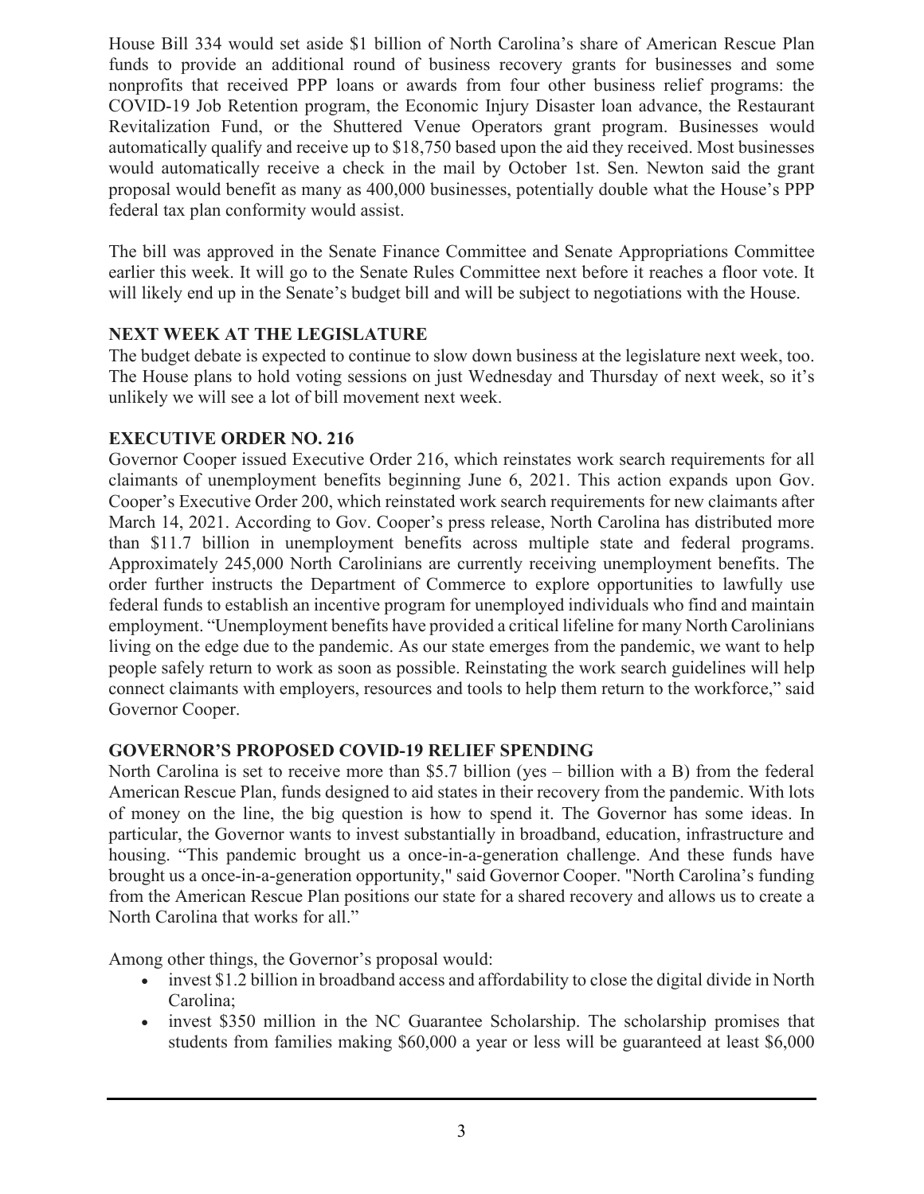House Bill 334 would set aside $1 billion of North Carolina's share of American Rescue Plan funds to provide an additional round of business recovery grants for businesses and some nonprofits that received PPP loans or awards from four other business relief programs: the COVID-19 Job Retention program, the Economic Injury Disaster loan advance, the Restaurant Revitalization Fund, or the Shuttered Venue Operators grant program. Businesses would automatically qualify and receive up to $18,750 based upon the aid they received. Most businesses would automatically receive a check in the mail by October 1st. Sen. Newton said the grant proposal would benefit as many as 400,000 businesses, potentially double what the House's PPP federal tax plan conformity would assist.

The bill was approved in the Senate Finance Committee and Senate Appropriations Committee earlier this week. It will go to the Senate Rules Committee next before it reaches a floor vote. It will likely end up in the Senate's budget bill and will be subject to negotiations with the House.

## NEXT WEEK AT THE LEGISLATURE

The budget debate is expected to continue to slow down business at the legislature next week, too. The House plans to hold voting sessions on just Wednesday and Thursday of next week, so it's unlikely we will see a lot of bill movement next week.

## EXECUTIVE ORDER NO. 216

Governor Cooper issued Executive Order 216, which reinstates work search requirements for all claimants of unemployment benefits beginning June 6, 2021. This action expands upon Gov. Cooper's Executive Order 200, which reinstated work search requirements for new claimants after March 14, 2021. According to Gov. Cooper's press release, North Carolina has distributed more than $11.7 billion in unemployment benefits across multiple state and federal programs. Approximately 245,000 North Carolinians are currently receiving unemployment benefits. The order further instructs the Department of Commerce to explore opportunities to lawfully use federal funds to establish an incentive program for unemployed individuals who find and maintain employment. "Unemployment benefits have provided a critical lifeline for many North Carolinians living on the edge due to the pandemic. As our state emerges from the pandemic, we want to help people safely return to work as soon as possible. Reinstating the work search guidelines will help connect claimants with employers, resources and tools to help them return to the workforce," said Governor Cooper.

## GOVERNOR'S PROPOSED COVID-19 RELIEF SPENDING

North Carolina is set to receive more than $5.7 billion (yes – billion with a B) from the federal American Rescue Plan, funds designed to aid states in their recovery from the pandemic. With lots of money on the line, the big question is how to spend it. The Governor has some ideas. In particular, the Governor wants to invest substantially in broadband, education, infrastructure and housing. "This pandemic brought us a once-in-a-generation challenge. And these funds have brought us a once-in-a-generation opportunity," said Governor Cooper. "North Carolina's funding from the American Rescue Plan positions our state for a shared recovery and allows us to create a North Carolina that works for all."

Among other things, the Governor's proposal would:

- invest $1.2 billion in broadband access and affordability to close the digital divide in North Carolina;
- invest $350 million in the NC Guarantee Scholarship. The scholarship promises that students from families making $60,000 a year or less will be guaranteed at least $6,000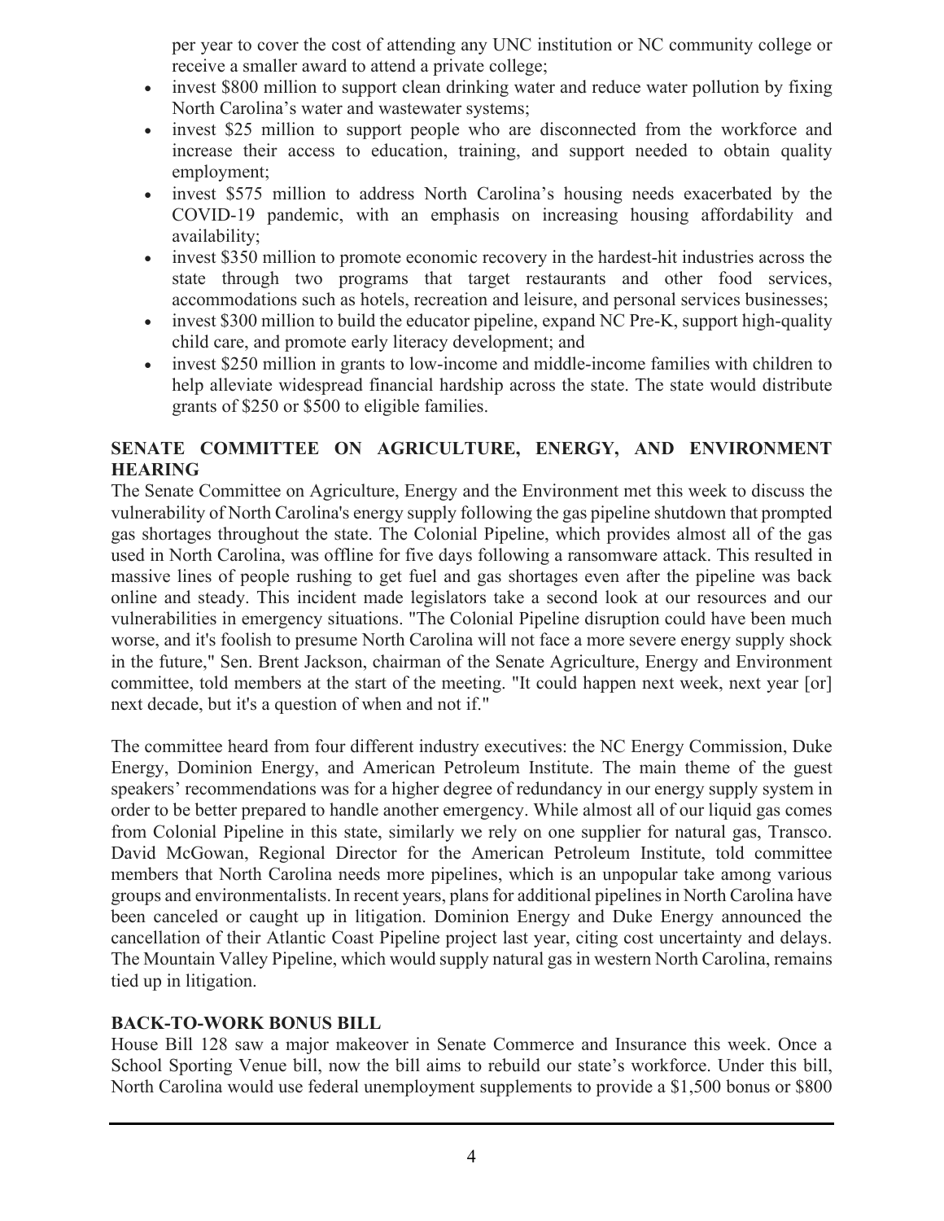per year to cover the cost of attending any UNC institution or NC community college or receive a smaller award to attend a private college;

- invest $800 million to support clean drinking water and reduce water pollution by fixing North Carolina's water and wastewater systems;
- invest $25 million to support people who are disconnected from the workforce and increase their access to education, training, and support needed to obtain quality employment;
- invest $575 million to address North Carolina's housing needs exacerbated by the COVID-19 pandemic, with an emphasis on increasing housing affordability and availability;
- invest $350 million to promote economic recovery in the hardest-hit industries across the state through two programs that target restaurants and other food services, accommodations such as hotels, recreation and leisure, and personal services businesses;
- invest $300 million to build the educator pipeline, expand NC Pre-K, support high-quality child care, and promote early literacy development; and
- invest $250 million in grants to low-income and middle-income families with children to help alleviate widespread financial hardship across the state. The state would distribute grants of $250 or $500 to eligible families.

**SENATE COMMITTEE ON AGRICULTURE, ENERGY, AND ENVIRONMENT HEARING**

The Senate Committee on Agriculture, Energy and the Environment met this week to discuss the vulnerability of North Carolina's energy supply following the gas pipeline shutdown that prompted gas shortages throughout the state. The Colonial Pipeline, which provides almost all of the gas used in North Carolina, was offline for five days following a ransomware attack. This resulted in massive lines of people rushing to get fuel and gas shortages even after the pipeline was back online and steady. This incident made legislators take a second look at our resources and our vulnerabilities in emergency situations. "The Colonial Pipeline disruption could have been much worse, and it's foolish to presume North Carolina will not face a more severe energy supply shock in the future," Sen. Brent Jackson, chairman of the Senate Agriculture, Energy and Environment committee, told members at the start of the meeting. "It could happen next week, next year [or] next decade, but it's a question of when and not if."

The committee heard from four different industry executives: the NC Energy Commission, Duke Energy, Dominion Energy, and American Petroleum Institute. The main theme of the guest speakers' recommendations was for a higher degree of redundancy in our energy supply system in order to be better prepared to handle another emergency. While almost all of our liquid gas comes from Colonial Pipeline in this state, similarly we rely on one supplier for natural gas, Transco. David McGowan, Regional Director for the American Petroleum Institute, told committee members that North Carolina needs more pipelines, which is an unpopular take among various groups and environmentalists. In recent years, plans for additional pipelines in North Carolina have been canceled or caught up in litigation. Dominion Energy and Duke Energy announced the cancellation of their Atlantic Coast Pipeline project last year, citing cost uncertainty and delays. The Mountain Valley Pipeline, which would supply natural gas in western North Carolina, remains tied up in litigation.

**BACK-TO-WORK BONUS BILL**

House Bill 128 saw a major makeover in Senate Commerce and Insurance this week. Once a School Sporting Venue bill, now the bill aims to rebuild our state's workforce. Under this bill, North Carolina would use federal unemployment supplements to provide a $1,500 bonus or $800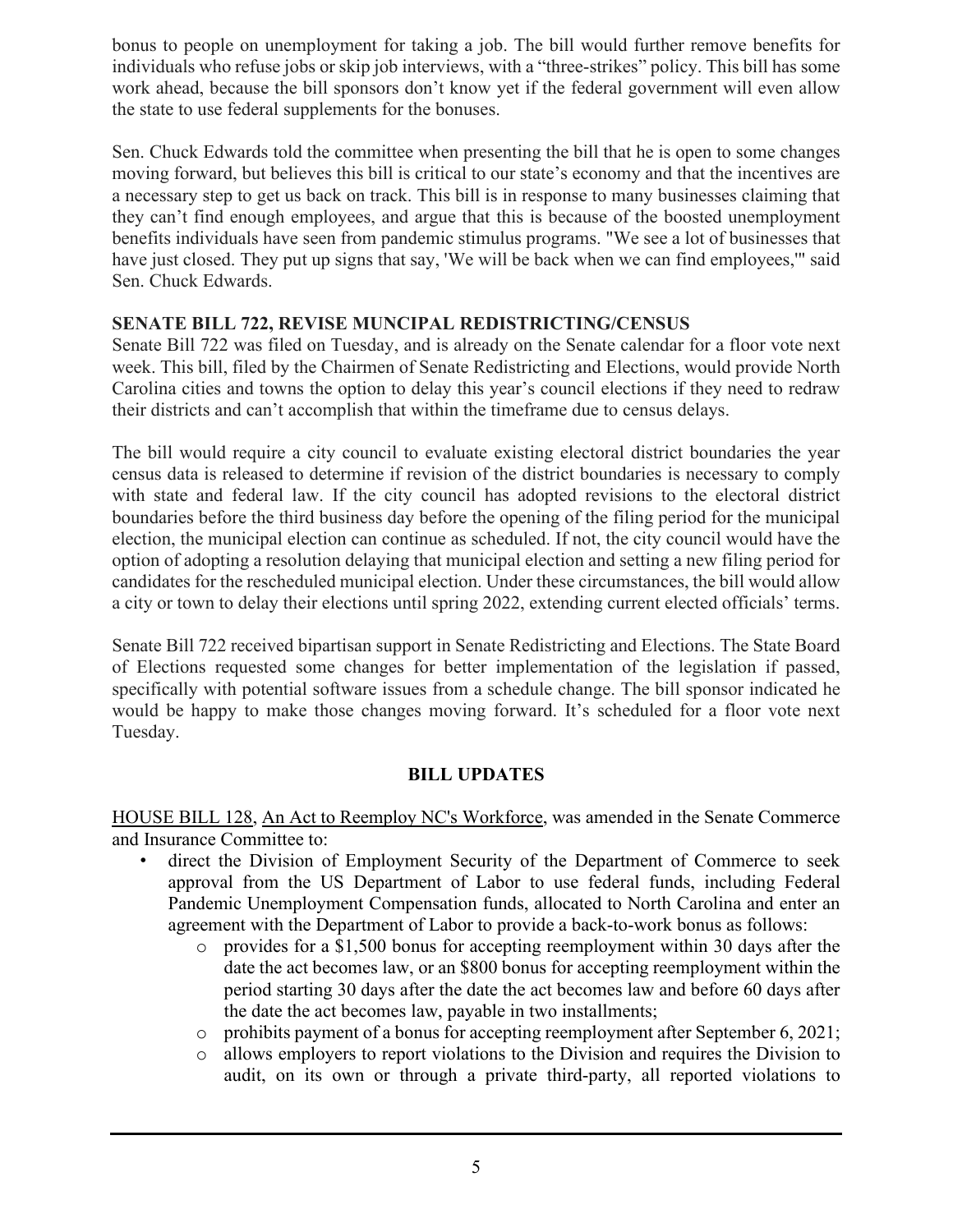bonus to people on unemployment for taking a job. The bill would further remove benefits for individuals who refuse jobs or skip job interviews, with a "three-strikes" policy. This bill has some work ahead, because the bill sponsors don't know yet if the federal government will even allow the state to use federal supplements for the bonuses.

Sen. Chuck Edwards told the committee when presenting the bill that he is open to some changes moving forward, but believes this bill is critical to our state's economy and that the incentives are a necessary step to get us back on track. This bill is in response to many businesses claiming that they can't find enough employees, and argue that this is because of the boosted unemployment benefits individuals have seen from pandemic stimulus programs. "We see a lot of businesses that have just closed. They put up signs that say, 'We will be back when we can find employees,'" said Sen. Chuck Edwards.

**SENATE BILL 722, REVISE MUNICIPAL REDISTRICTING/CENSUS**

Senate Bill 722 was filed on Tuesday, and is already on the Senate calendar for a floor vote next week. This bill, filed by the Chairmen of Senate Redistricting and Elections, would provide North Carolina cities and towns the option to delay this year's council elections if they need to redraw their districts and can't accomplish that within the timeframe due to census delays.

The bill would require a city council to evaluate existing electoral district boundaries the year census data is released to determine if revision of the district boundaries is necessary to comply with state and federal law. If the city council has adopted revisions to the electoral district boundaries before the third business day before the opening of the filing period for the municipal election, the municipal election can continue as scheduled. If not, the city council would have the option of adopting a resolution delaying that municipal election and setting a new filing period for candidates for the rescheduled municipal election. Under these circumstances, the bill would allow a city or town to delay their elections until spring 2022, extending current elected officials' terms.

Senate Bill 722 received bipartisan support in Senate Redistricting and Elections. The State Board of Elections requested some changes for better implementation of the legislation if passed, specifically with potential software issues from a schedule change. The bill sponsor indicated he would be happy to make those changes moving forward. It's scheduled for a floor vote next Tuesday.

**BILL UPDATES**

HOUSE BILL 128, An Act to Reemploy NC's Workforce, was amended in the Senate Commerce and Insurance Committee to:

- direct the Division of Employment Security of the Department of Commerce to seek approval from the US Department of Labor to use federal funds, including Federal Pandemic Unemployment Compensation funds, allocated to North Carolina and enter an agreement with the Department of Labor to provide a back-to-work bonus as follows:
  - provides for a $1,500 bonus for accepting reemployment within 30 days after the date the act becomes law, or an $800 bonus for accepting reemployment within the period starting 30 days after the date the act becomes law and before 60 days after the date the act becomes law, payable in two installments;
  - prohibits payment of a bonus for accepting reemployment after September 6, 2021;
  - allows employers to report violations to the Division and requires the Division to audit, on its own or through a private third-party, all reported violations to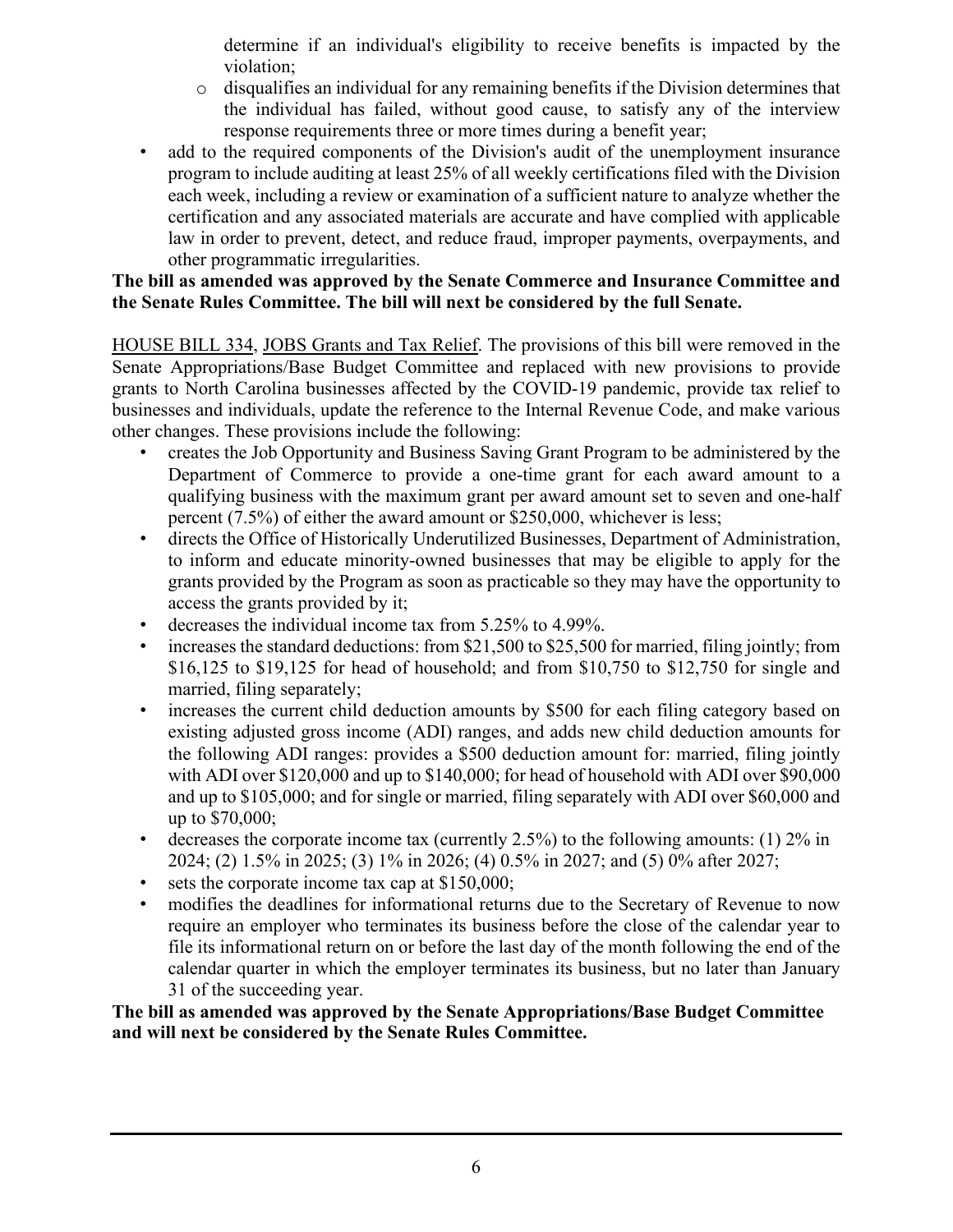determine if an individual's eligibility to receive benefits is impacted by the violation;
  - disqualifies an individual for any remaining benefits if the Division determines that the individual has failed, without good cause, to satisfy any of the interview response requirements three or more times during a benefit year;
- add to the required components of the Division's audit of the unemployment insurance program to include auditing at least 25% of all weekly certifications filed with the Division each week, including a review or examination of a sufficient nature to analyze whether the certification and any associated materials are accurate and have complied with applicable law in order to prevent, detect, and reduce fraud, improper payments, overpayments, and other programmatic irregularities.

**The bill as amended was approved by the Senate Commerce and Insurance Committee and the Senate Rules Committee. The bill will next be considered by the full Senate.**

HOUSE BILL 334, JOBS Grants and Tax Relief. The provisions of this bill were removed in the Senate Appropriations/Base Budget Committee and replaced with new provisions to provide grants to North Carolina businesses affected by the COVID-19 pandemic, provide tax relief to businesses and individuals, update the reference to the Internal Revenue Code, and make various other changes. These provisions include the following:

- creates the Job Opportunity and Business Saving Grant Program to be administered by the Department of Commerce to provide a one-time grant for each award amount to a qualifying business with the maximum grant per award amount set to seven and one-half percent (7.5%) of either the award amount or $250,000, whichever is less;
- directs the Office of Historically Underutilized Businesses, Department of Administration, to inform and educate minority-owned businesses that may be eligible to apply for the grants provided by the Program as soon as practicable so they may have the opportunity to access the grants provided by it;
- decreases the individual income tax from 5.25% to 4.99%.
- increases the standard deductions: from $21,500 to $25,500 for married, filing jointly; from $16,125 to $19,125 for head of household; and from $10,750 to $12,750 for single and married, filing separately;
- increases the current child deduction amounts by $500 for each filing category based on existing adjusted gross income (ADI) ranges, and adds new child deduction amounts for the following ADI ranges: provides a $500 deduction amount for: married, filing jointly with ADI over $120,000 and up to $140,000; for head of household with ADI over $90,000 and up to $105,000; and for single or married, filing separately with ADI over $60,000 and up to $70,000;
- decreases the corporate income tax (currently 2.5%) to the following amounts: (1) 2% in 2024; (2) 1.5% in 2025; (3) 1% in 2026; (4) 0.5% in 2027; and (5) 0% after 2027;
- sets the corporate income tax cap at $150,000;
- modifies the deadlines for informational returns due to the Secretary of Revenue to now require an employer who terminates its business before the close of the calendar year to file its informational return on or before the last day of the month following the end of the calendar quarter in which the employer terminates its business, but no later than January 31 of the succeeding year.

**The bill as amended was approved by the Senate Appropriations/Base Budget Committee and will next be considered by the Senate Rules Committee.**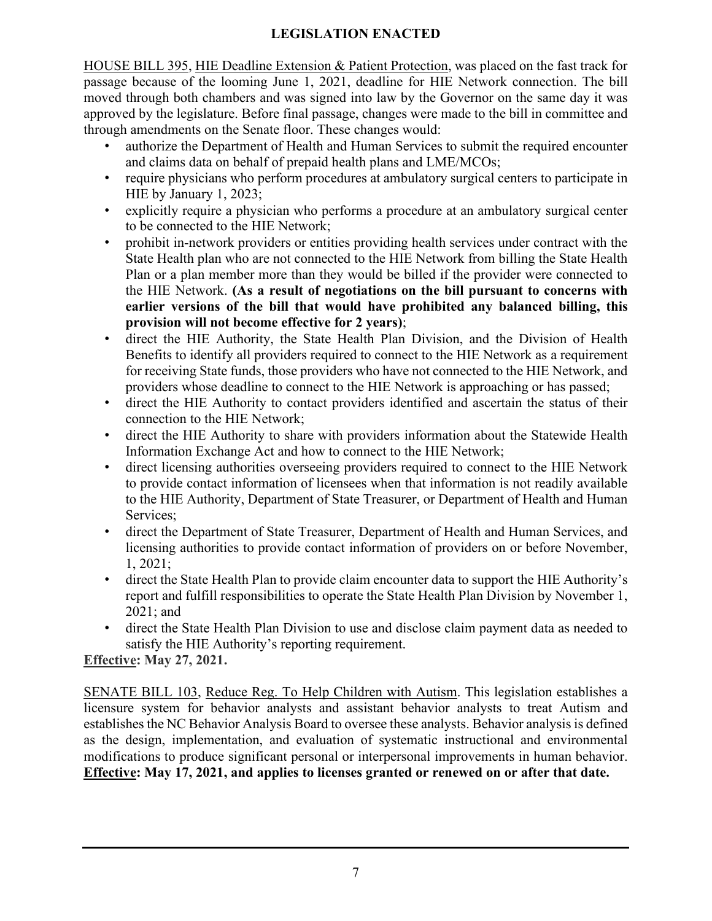# LEGISLATION ENACTED

<u>HOUSE BILL 395</u>, <u>HIE Deadline Extension & Patient Protection</u>, was placed on the fast track for passage because of the looming June 1, 2021, deadline for HIE Network connection. The bill moved through both chambers and was signed into law by the Governor on the same day it was approved by the legislature. Before final passage, changes were made to the bill in committee and through amendments on the Senate floor. These changes would:

- authorize the Department of Health and Human Services to submit the required encounter and claims data on behalf of prepaid health plans and LME/MCOs;
- require physicians who perform procedures at ambulatory surgical centers to participate in HIE by January 1, 2023;
- explicitly require a physician who performs a procedure at an ambulatory surgical center to be connected to the HIE Network;
- prohibit in-network providers or entities providing health services under contract with the State Health plan who are not connected to the HIE Network from billing the State Health Plan or a plan member more than they would be billed if the provider were connected to the HIE Network. **(As a result of negotiations on the bill pursuant to concerns with earlier versions of the bill that would have prohibited any balanced billing, this provision will not become effective for 2 years)**;
- direct the HIE Authority, the State Health Plan Division, and the Division of Health Benefits to identify all providers required to connect to the HIE Network as a requirement for receiving State funds, those providers who have not connected to the HIE Network, and providers whose deadline to connect to the HIE Network is approaching or has passed;
- direct the HIE Authority to contact providers identified and ascertain the status of their connection to the HIE Network;
- direct the HIE Authority to share with providers information about the Statewide Health Information Exchange Act and how to connect to the HIE Network;
- direct licensing authorities overseeing providers required to connect to the HIE Network to provide contact information of licensees when that information is not readily available to the HIE Authority, Department of State Treasurer, or Department of Health and Human Services;
- direct the Department of State Treasurer, Department of Health and Human Services, and licensing authorities to provide contact information of providers on or before November, 1, 2021;
- direct the State Health Plan to provide claim encounter data to support the HIE Authority's report and fulfill responsibilities to operate the State Health Plan Division by November 1, 2021; and
- direct the State Health Plan Division to use and disclose claim payment data as needed to satisfy the HIE Authority's reporting requirement.

**<u>Effective</u>: May 27, 2021.**

<u>SENATE BILL 103</u>, <u>Reduce Reg. To Help Children with Autism</u>. This legislation establishes a licensure system for behavior analysts and assistant behavior analysts to treat Autism and establishes the NC Behavior Analysis Board to oversee these analysts. Behavior analysis is defined as the design, implementation, and evaluation of systematic instructional and environmental modifications to produce significant personal or interpersonal improvements in human behavior. **<u>Effective</u>: May 17, 2021, and applies to licenses granted or renewed on or after that date.**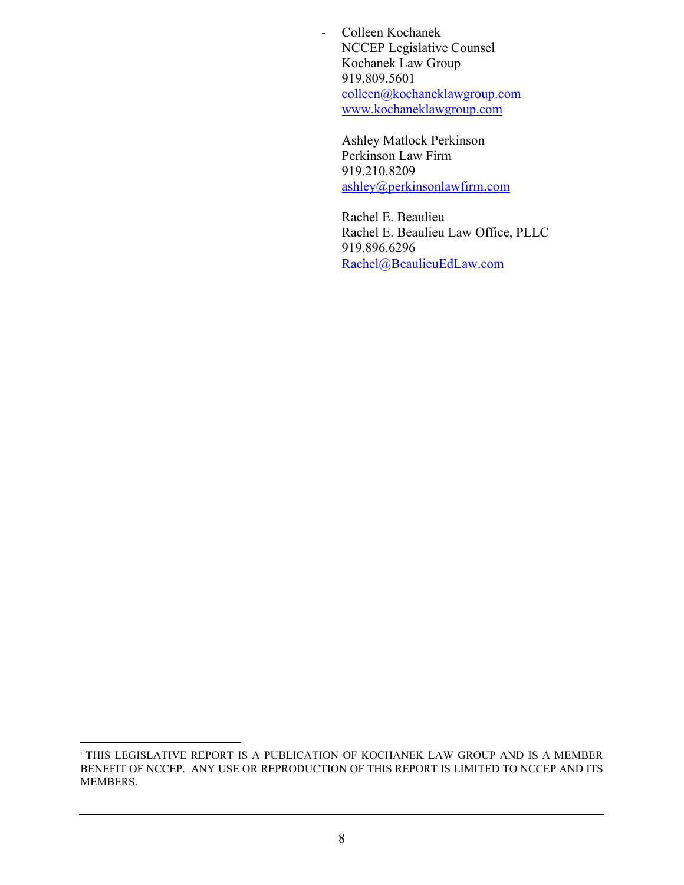- Colleen Kochanek
  NCCEP Legislative Counsel
  Kochanek Law Group
  919.809.5601
  colleen@kochaneklawgroup.com
  www.kochaneklawgroup.com[i]

  Ashley Matlock Perkinson
  Perkinson Law Firm
  919.210.8209
  ashley@perkinsonlawfirm.com

  Rachel E. Beaulieu
  Rachel E. Beaulieu Law Office, PLLC
  919.896.6296
  Rachel@BeaulieuEdLaw.com

---

[i] THIS LEGISLATIVE REPORT IS A PUBLICATION OF KOCHANEK LAW GROUP AND IS A MEMBER BENEFIT OF NCCEP. ANY USE OR REPRODUCTION OF THIS REPORT IS LIMITED TO NCCEP AND ITS MEMBERS.